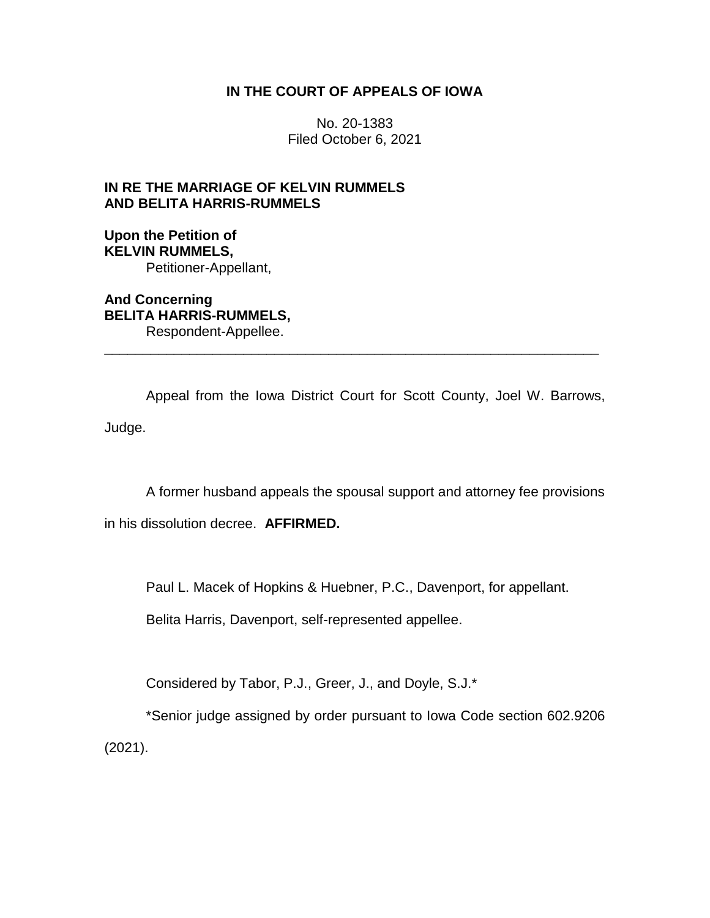# IN THE COURT OF APPEALS OF IOWA

No. 20-1383
Filed October 6, 2021

**IN RE THE MARRIAGE OF KELVIN RUMMELS AND BELITA HARRIS-RUMMELS**

**Upon the Petition of**
**KELVIN RUMMELS,**
Petitioner-Appellant,

**And Concerning**
**BELITA HARRIS-RUMMELS,**
Respondent-Appellee.

---

Appeal from the Iowa District Court for Scott County, Joel W. Barrows, Judge.

A former husband appeals the spousal support and attorney fee provisions in his dissolution decree. **AFFIRMED.**

Paul L. Macek of Hopkins & Huebner, P.C., Davenport, for appellant.

Belita Harris, Davenport, self-represented appellee.

Considered by Tabor, P.J., Greer, J., and Doyle, S.J.*

*Senior judge assigned by order pursuant to Iowa Code section 602.9206 (2021).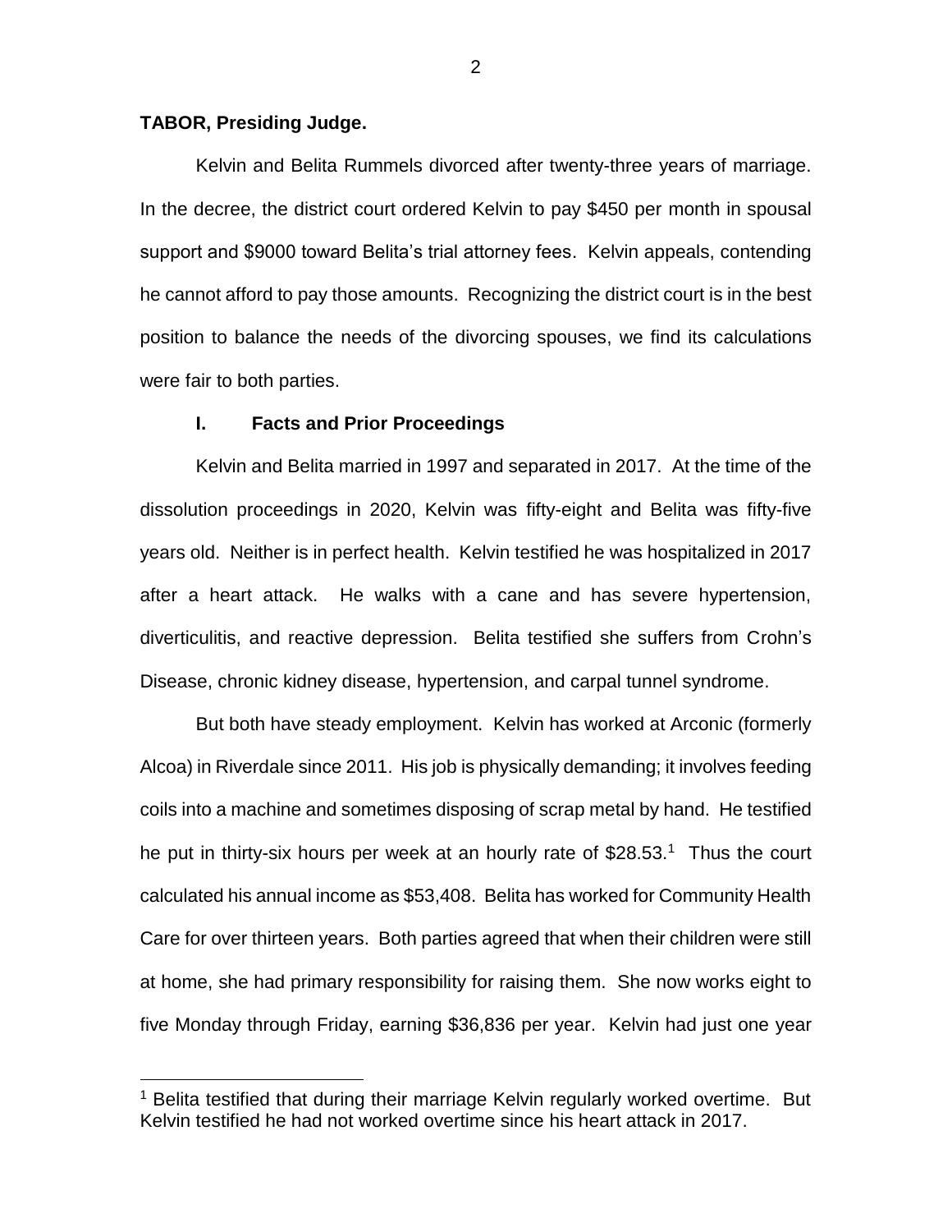**TABOR, Presiding Judge.**

Kelvin and Belita Rummels divorced after twenty-three years of marriage. In the decree, the district court ordered Kelvin to pay $450 per month in spousal support and $9000 toward Belita's trial attorney fees. Kelvin appeals, contending he cannot afford to pay those amounts. Recognizing the district court is in the best position to balance the needs of the divorcing spouses, we find its calculations were fair to both parties.

## I. Facts and Prior Proceedings

Kelvin and Belita married in 1997 and separated in 2017. At the time of the dissolution proceedings in 2020, Kelvin was fifty-eight and Belita was fifty-five years old. Neither is in perfect health. Kelvin testified he was hospitalized in 2017 after a heart attack. He walks with a cane and has severe hypertension, diverticulitis, and reactive depression. Belita testified she suffers from Crohn's Disease, chronic kidney disease, hypertension, and carpal tunnel syndrome.

But both have steady employment. Kelvin has worked at Arconic (formerly Alcoa) in Riverdale since 2011. His job is physically demanding; it involves feeding coils into a machine and sometimes disposing of scrap metal by hand. He testified he put in thirty-six hours per week at an hourly rate of $28.53.[1] Thus the court calculated his annual income as $53,408. Belita has worked for Community Health Care for over thirteen years. Both parties agreed that when their children were still at home, she had primary responsibility for raising them. She now works eight to five Monday through Friday, earning $36,836 per year. Kelvin had just one year

[1] Belita testified that during their marriage Kelvin regularly worked overtime. But Kelvin testified he had not worked overtime since his heart attack in 2017.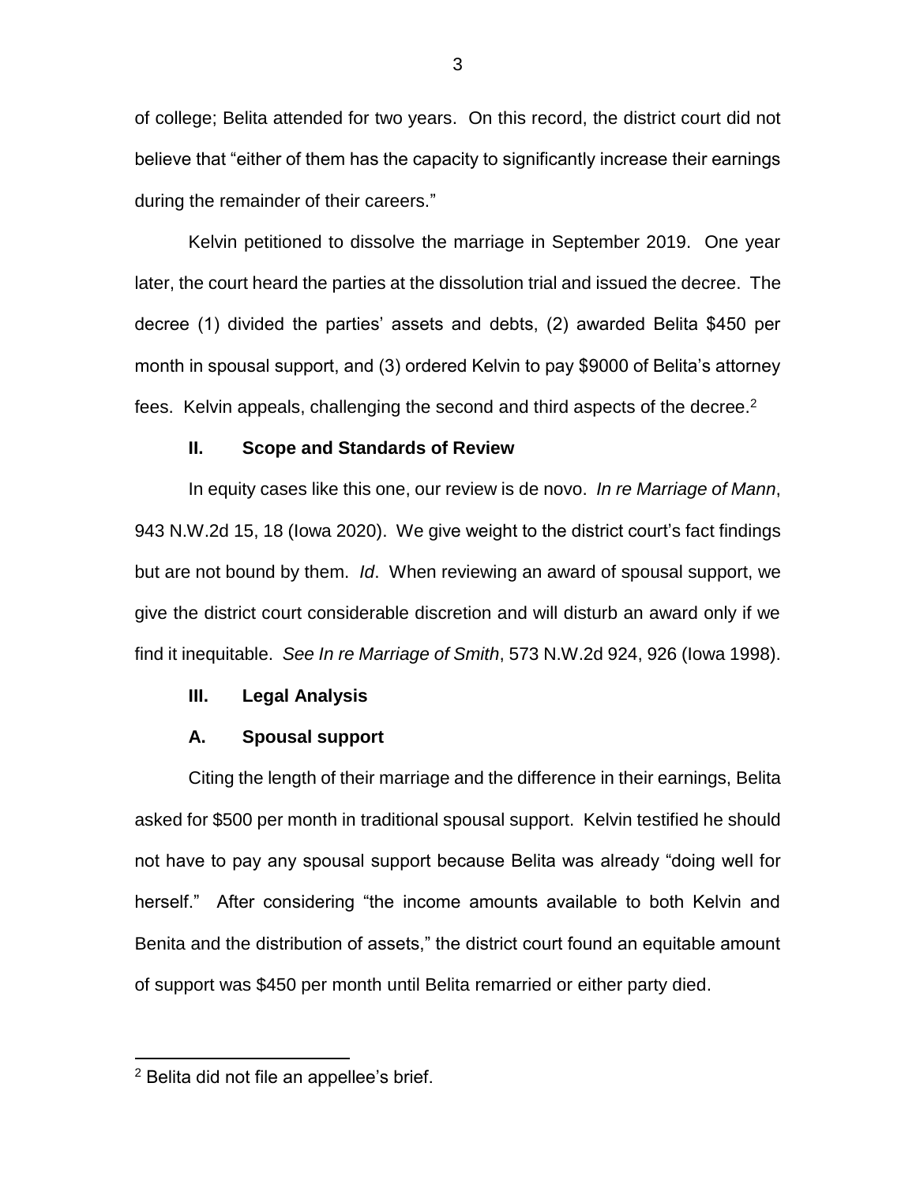of college; Belita attended for two years. On this record, the district court did not believe that "either of them has the capacity to significantly increase their earnings during the remainder of their careers."

Kelvin petitioned to dissolve the marriage in September 2019. One year later, the court heard the parties at the dissolution trial and issued the decree. The decree (1) divided the parties' assets and debts, (2) awarded Belita $450 per month in spousal support, and (3) ordered Kelvin to pay $9000 of Belita's attorney fees. Kelvin appeals, challenging the second and third aspects of the decree.[2]

## II. Scope and Standards of Review

In equity cases like this one, our review is de novo. *In re Marriage of Mann*, 943 N.W.2d 15, 18 (Iowa 2020). We give weight to the district court's fact findings but are not bound by them. *Id*. When reviewing an award of spousal support, we give the district court considerable discretion and will disturb an award only if we find it inequitable. *See In re Marriage of Smith*, 573 N.W.2d 924, 926 (Iowa 1998).

## III. Legal Analysis

### A. Spousal support

Citing the length of their marriage and the difference in their earnings, Belita asked for $500 per month in traditional spousal support. Kelvin testified he should not have to pay any spousal support because Belita was already "doing well for herself." After considering "the income amounts available to both Kelvin and Benita and the distribution of assets," the district court found an equitable amount of support was $450 per month until Belita remarried or either party died.

---

[2] Belita did not file an appellee's brief.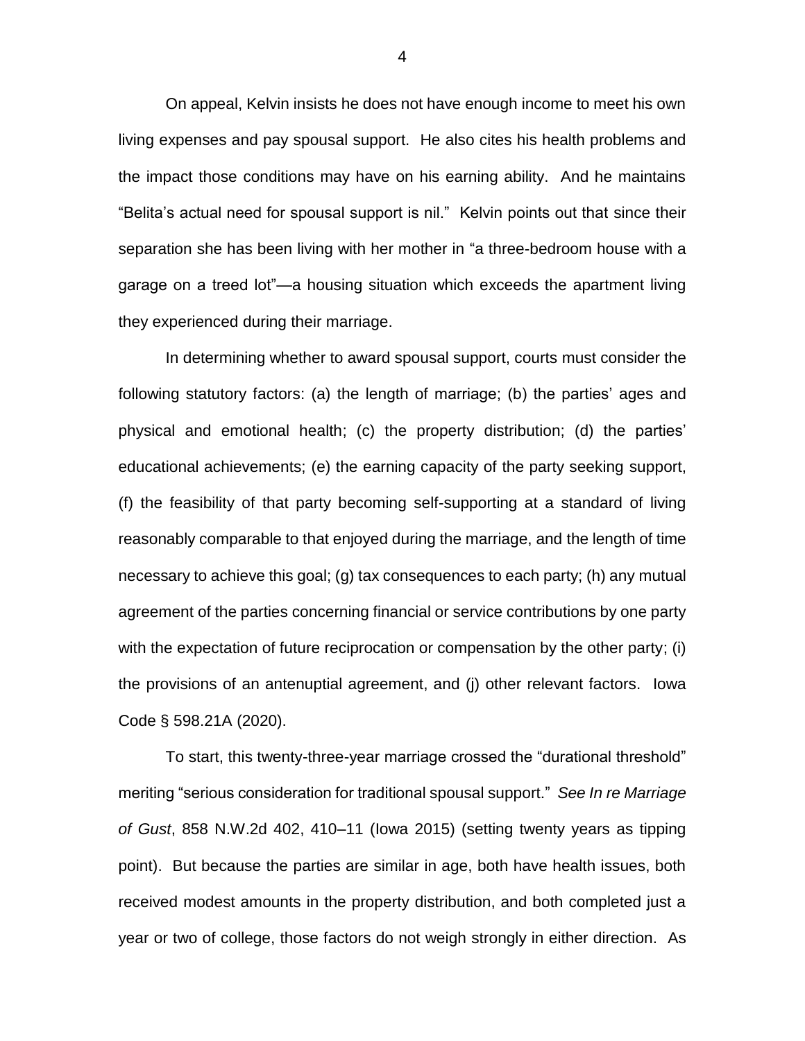On appeal, Kelvin insists he does not have enough income to meet his own living expenses and pay spousal support. He also cites his health problems and the impact those conditions may have on his earning ability. And he maintains "Belita's actual need for spousal support is nil." Kelvin points out that since their separation she has been living with her mother in "a three-bedroom house with a garage on a treed lot"—a housing situation which exceeds the apartment living they experienced during their marriage.

In determining whether to award spousal support, courts must consider the following statutory factors: (a) the length of marriage; (b) the parties' ages and physical and emotional health; (c) the property distribution; (d) the parties' educational achievements; (e) the earning capacity of the party seeking support, (f) the feasibility of that party becoming self-supporting at a standard of living reasonably comparable to that enjoyed during the marriage, and the length of time necessary to achieve this goal; (g) tax consequences to each party; (h) any mutual agreement of the parties concerning financial or service contributions by one party with the expectation of future reciprocation or compensation by the other party; (i) the provisions of an antenuptial agreement, and (j) other relevant factors. Iowa Code § 598.21A (2020).

To start, this twenty-three-year marriage crossed the "durational threshold" meriting "serious consideration for traditional spousal support." *See In re Marriage of Gust*, 858 N.W.2d 402, 410–11 (Iowa 2015) (setting twenty years as tipping point). But because the parties are similar in age, both have health issues, both received modest amounts in the property distribution, and both completed just a year or two of college, those factors do not weigh strongly in either direction. As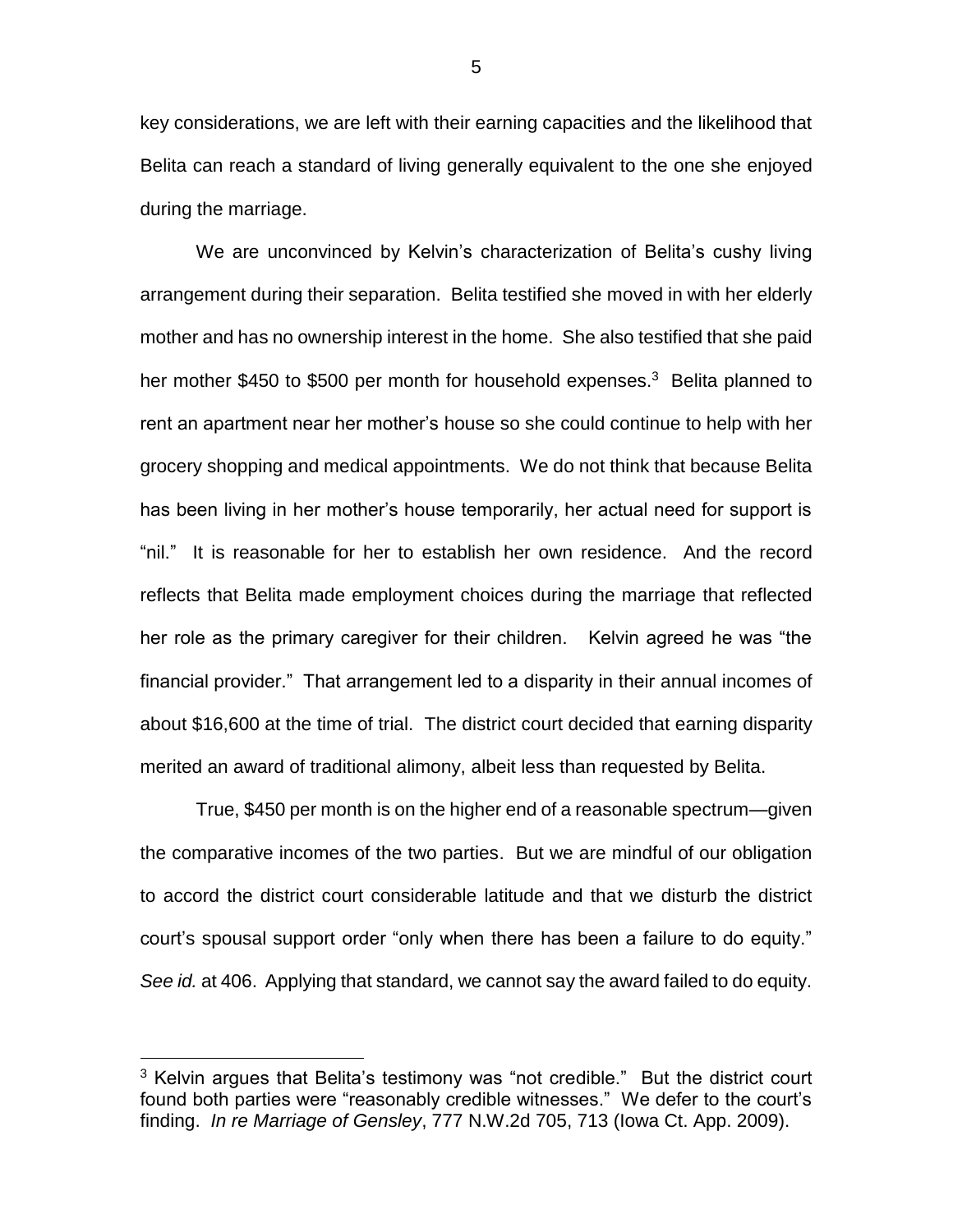key considerations, we are left with their earning capacities and the likelihood that Belita can reach a standard of living generally equivalent to the one she enjoyed during the marriage.

We are unconvinced by Kelvin's characterization of Belita's cushy living arrangement during their separation. Belita testified she moved in with her elderly mother and has no ownership interest in the home. She also testified that she paid her mother $450 to $500 per month for household expenses.[3] Belita planned to rent an apartment near her mother's house so she could continue to help with her grocery shopping and medical appointments. We do not think that because Belita has been living in her mother's house temporarily, her actual need for support is "nil." It is reasonable for her to establish her own residence. And the record reflects that Belita made employment choices during the marriage that reflected her role as the primary caregiver for their children. Kelvin agreed he was "the financial provider." That arrangement led to a disparity in their annual incomes of about $16,600 at the time of trial. The district court decided that earning disparity merited an award of traditional alimony, albeit less than requested by Belita.

True, $450 per month is on the higher end of a reasonable spectrum—given the comparative incomes of the two parties. But we are mindful of our obligation to accord the district court considerable latitude and that we disturb the district court's spousal support order "only when there has been a failure to do equity." *See id.* at 406. Applying that standard, we cannot say the award failed to do equity.

---

[3] Kelvin argues that Belita's testimony was "not credible." But the district court found both parties were "reasonably credible witnesses." We defer to the court's finding. *In re Marriage of Gensley*, 777 N.W.2d 705, 713 (Iowa Ct. App. 2009).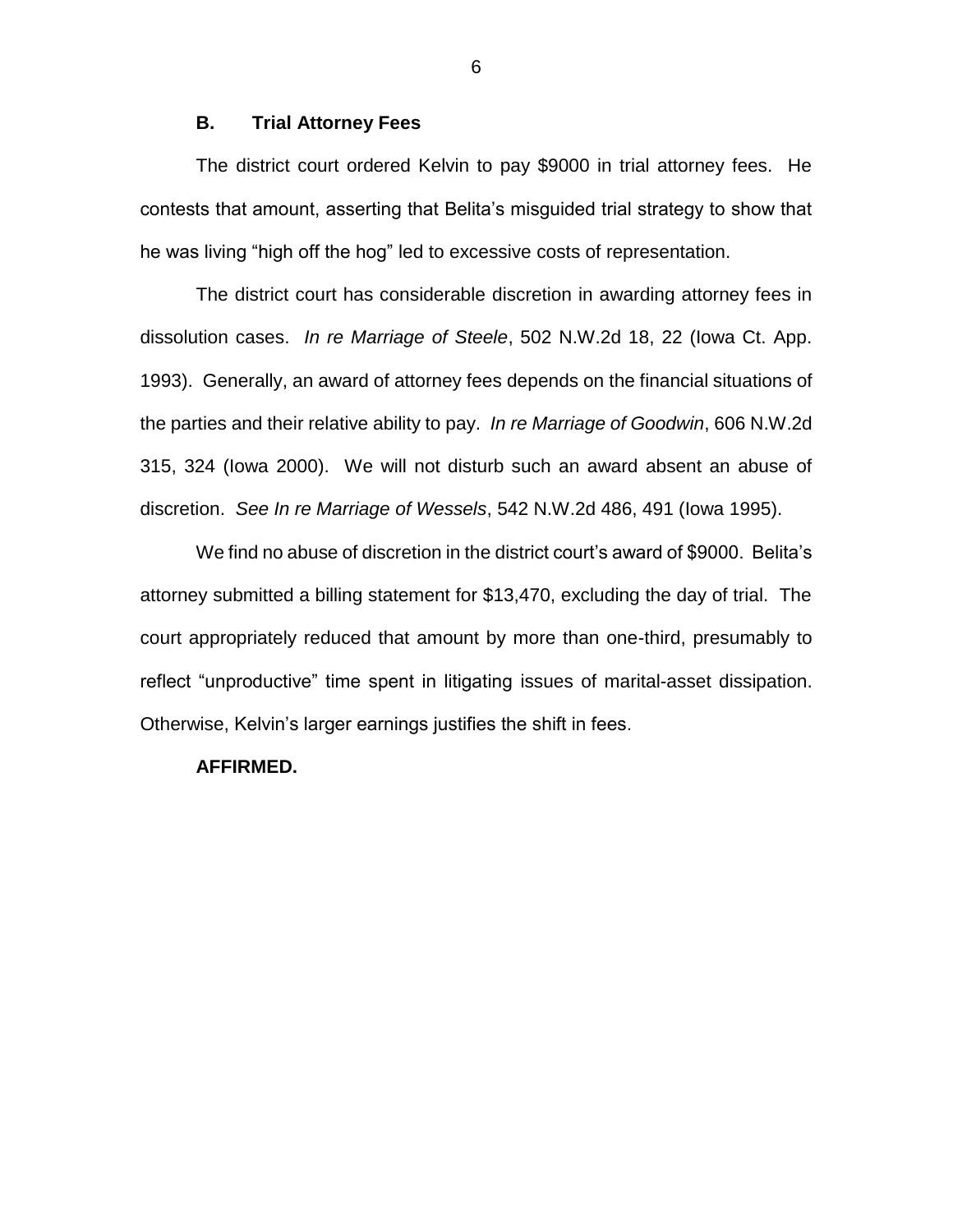### B. Trial Attorney Fees

The district court ordered Kelvin to pay $9000 in trial attorney fees. He contests that amount, asserting that Belita's misguided trial strategy to show that he was living "high off the hog" led to excessive costs of representation.

The district court has considerable discretion in awarding attorney fees in dissolution cases. *In re Marriage of Steele*, 502 N.W.2d 18, 22 (Iowa Ct. App. 1993). Generally, an award of attorney fees depends on the financial situations of the parties and their relative ability to pay. *In re Marriage of Goodwin*, 606 N.W.2d 315, 324 (Iowa 2000). We will not disturb such an award absent an abuse of discretion. *See In re Marriage of Wessels*, 542 N.W.2d 486, 491 (Iowa 1995).

We find no abuse of discretion in the district court's award of $9000. Belita's attorney submitted a billing statement for $13,470, excluding the day of trial. The court appropriately reduced that amount by more than one-third, presumably to reflect "unproductive" time spent in litigating issues of marital-asset dissipation. Otherwise, Kelvin's larger earnings justifies the shift in fees.

**AFFIRMED.**